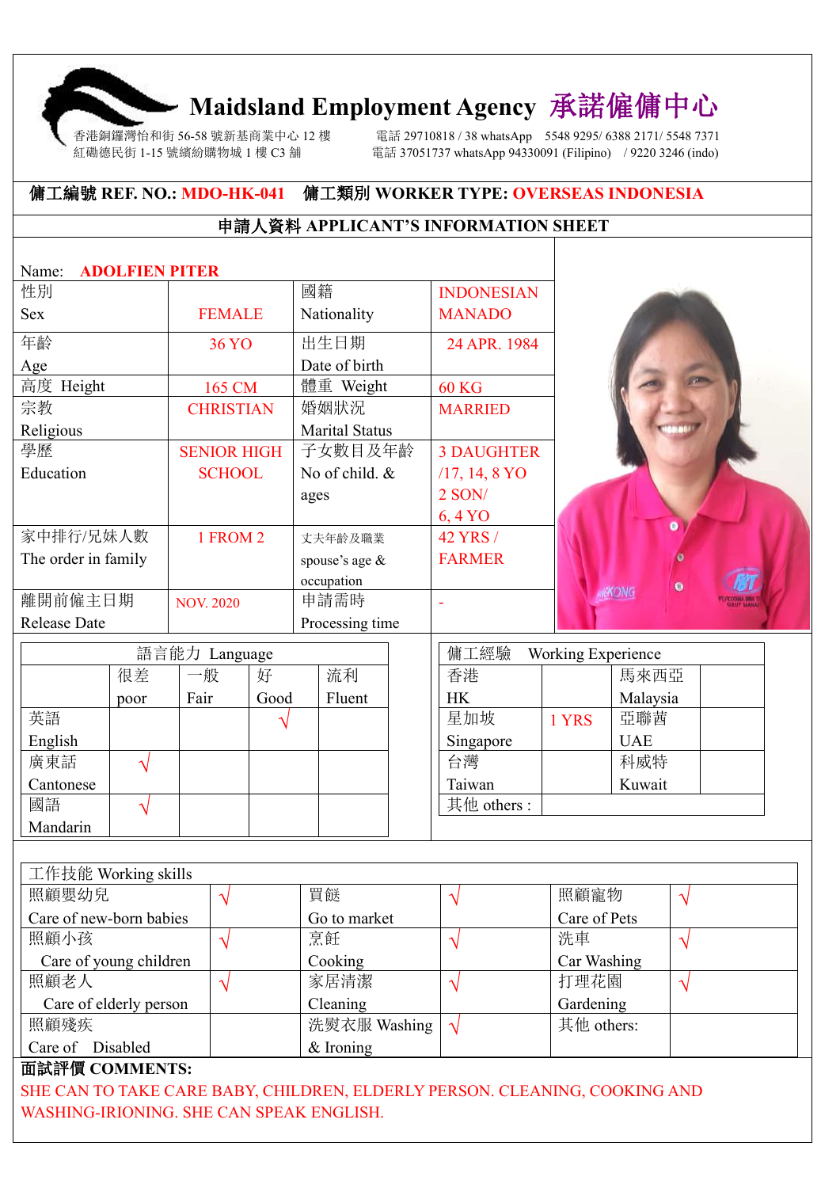# Maidsland Employment Agency 承諾僱傭中心

香港銅鑼灣怡和街 56-58 號新基商業中心 12 樓　電話 29710818 / 38 whatsApp 5548 9295/ 6388 2171/ 5548 7371
紅磡德民街 1-15 號繽紛購物城 1 樓 C3 舖　電話 37051737 whatsApp 94330091 (Filipino) / 9220 3246 (indo)

**傭工編號 REF. NO.: MDO-HK-041　傭工類別 WORKER TYPE: OVERSEAS INDONESIA**

## 申請人資料 APPLICANT'S INFORMATION SHEET

Name: **ADOLFIEN PITER**

| | | | |
|---|---|---|---|
| 性別 Sex | FEMALE | 國籍 Nationality | INDONESIAN MANADO |
| 年齡 Age | 36 YO | 出生日期 Date of birth | 24 APR. 1984 |
| 高度 Height | 165 CM | 體重 Weight | 60 KG |
| 宗教 Religious | CHRISTIAN | 婚姻狀況 Marital Status | MARRIED |
| 學歷 Education | SENIOR HIGH SCHOOL | 子女數目及年齡 No of child. & ages | 3 DAUGHTER /17, 14, 8 YO 2 SON/ 6, 4 YO |
| 家中排行/兄妹人數 The order in family | 1 FROM 2 | 丈夫年齡及職業 spouse's age & occupation | 42 YRS / FARMER |
| 離開前僱主日期 Release Date | NOV. 2020 | 申請需時 Processing time | - |

| 語言能力 Language | 很差 poor | 一般 Fair | 好 Good | 流利 Fluent |
|---|---|---|---|---|
| 英語 English | | | √ | |
| 廣東話 Cantonese | √ | | | |
| 國語 Mandarin | √ | | | |

| 傭工經驗 Working Experience | | | |
|---|---|---|---|
| 香港 HK | | 馬來西亞 Malaysia | |
| 星加坡 Singapore | 1 YRS | 亞聯酋 UAE | |
| 台灣 Taiwan | | 科威特 Kuwait | |
| 其他 others : | | | |

| 工作技能 Working skills | | | | | |
|---|---|---|---|---|---|
| 照顧嬰幼兒 Care of new-born babies | √ | 買餸 Go to market | √ | 照顧寵物 Care of Pets | √ |
| 照顧小孩 Care of young children | √ | 烹飪 Cooking | √ | 洗車 Car Washing | √ |
| 照顧老人 Care of elderly person | √ | 家居清潔 Cleaning | √ | 打理花園 Gardening | √ |
| 照顧殘疾 Care of Disabled | | 洗熨衣服 Washing & Ironing | √ | 其他 others: | |

**面試評價 COMMENTS:**

SHE CAN TO TAKE CARE BABY, CHILDREN, ELDERLY PERSON. CLEANING, COOKING AND WASHING-IRIONING. SHE CAN SPEAK ENGLISH.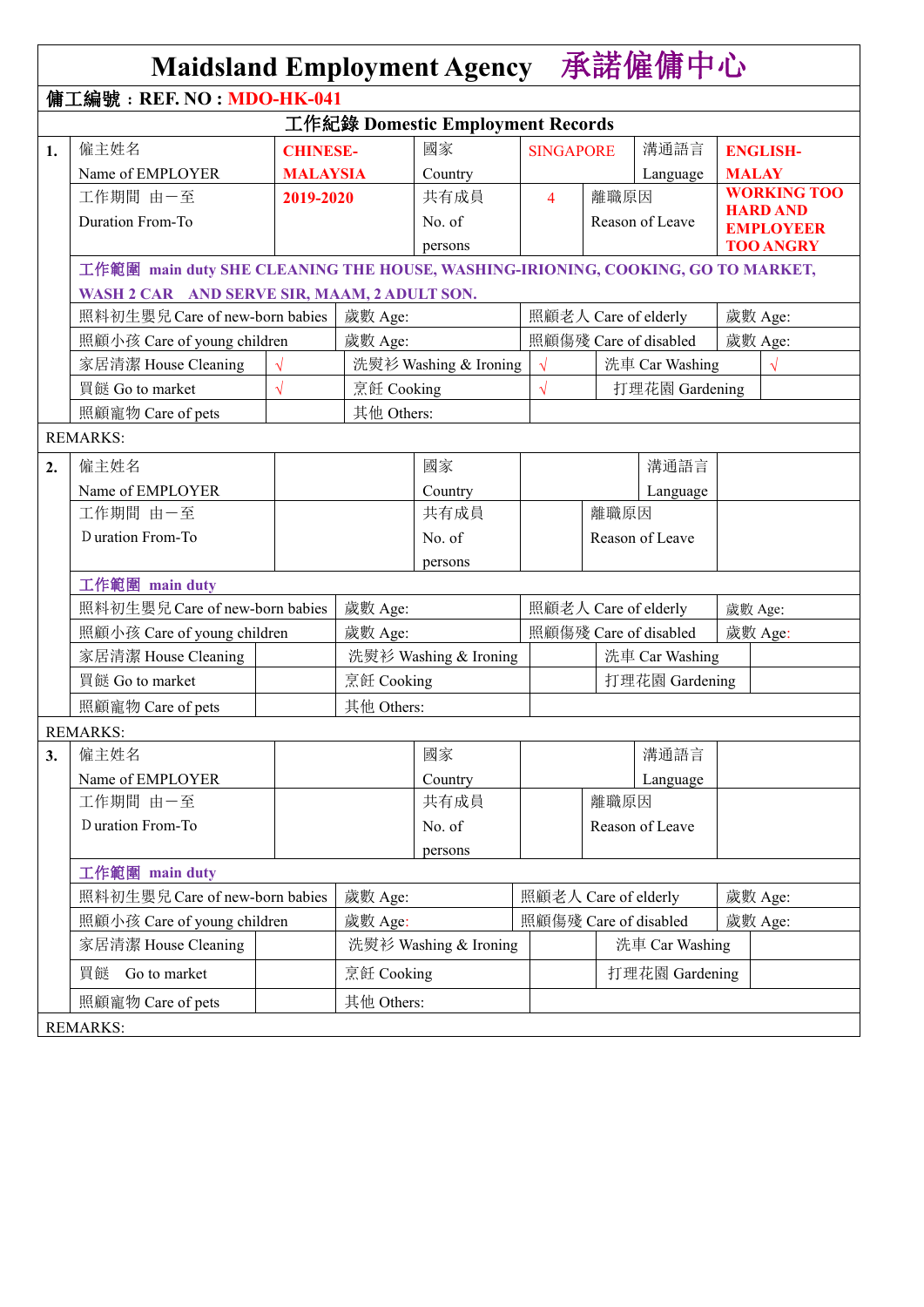# Maidsland Employment Agency 承諾僱傭中心

**傭工編號：REF. NO : MDO-HK-041**

## 工作紀錄 Domestic Employment Records

| | | | | | | | | |
|---|---|---|---|---|---|---|---|---|
| **1.** | 僱主姓名 Name of EMPLOYER | **CHINESE-MALAYSIA** | 國家 Country | SINGAPORE | | 溝通語言 Language | **ENGLISH-MALAY** | |
| | 工作期間 由一至 Duration From-To | **2019-2020** | 共有成員 No. of persons | 4 | 離職原因 Reason of Leave | | **WORKING TOO HARD AND EMPLOYEER TOO ANGRY** | |
| | **工作範圍 main duty SHE CLEANING THE HOUSE, WASHING-IRIONING, COOKING, GO TO MARKET, WASH 2 CAR AND SERVE SIR, MAAM, 2 ADULT SON.** | | | | | | | |
| | 照料初生嬰兒 Care of new-born babies | | 歲數 Age: | | 照顧老人 Care of elderly | | 歲數 Age: | |
| | 照顧小孩 Care of young children | | 歲數 Age: | | 照顧傷殘 Care of disabled | | 歲數 Age: | |
| | 家居清潔 House Cleaning | √ | 洗熨衫 Washing & Ironing | √ | 洗車 Car Washing | | √ | |
| | 買餸 Go to market | √ | 烹飪 Cooking | √ | 打理花園 Gardening | | | |
| | 照顧寵物 Care of pets | | 其他 Others: | | | | | |
| REMARKS: | | | | | | | | |
| **2.** | 僱主姓名 Name of EMPLOYER | | 國家 Country | | | 溝通語言 Language | | |
| | 工作期間 由一至 Duration From-To | | 共有成員 No. of persons | | 離職原因 Reason of Leave | | | |
| | **工作範圍 main duty** | | | | | | | |
| | 照料初生嬰兒 Care of new-born babies | | 歲數 Age: | | 照顧老人 Care of elderly | | 歲數 Age: | |
| | 照顧小孩 Care of young children | | 歲數 Age: | | 照顧傷殘 Care of disabled | | 歲數 Age: | |
| | 家居清潔 House Cleaning | | 洗熨衫 Washing & Ironing | | 洗車 Car Washing | | | |
| | 買餸 Go to market | | 烹飪 Cooking | | 打理花園 Gardening | | | |
| | 照顧寵物 Care of pets | | 其他 Others: | | | | | |
| REMARKS: | | | | | | | | |
| **3.** | 僱主姓名 Name of EMPLOYER | | 國家 Country | | | 溝通語言 Language | | |
| | 工作期間 由一至 Duration From-To | | 共有成員 No. of persons | | 離職原因 Reason of Leave | | | |
| | **工作範圍 main duty** | | | | | | | |
| | 照料初生嬰兒 Care of new-born babies | | 歲數 Age: | | 照顧老人 Care of elderly | | 歲數 Age: | |
| | 照顧小孩 Care of young children | | 歲數 Age: | | 照顧傷殘 Care of disabled | | 歲數 Age: | |
| | 家居清潔 House Cleaning | | 洗熨衫 Washing & Ironing | | 洗車 Car Washing | | | |
| | 買餸 Go to market | | 烹飪 Cooking | | 打理花園 Gardening | | | |
| | 照顧寵物 Care of pets | | 其他 Others: | | | | | |
| REMARKS: | | | | | | | | |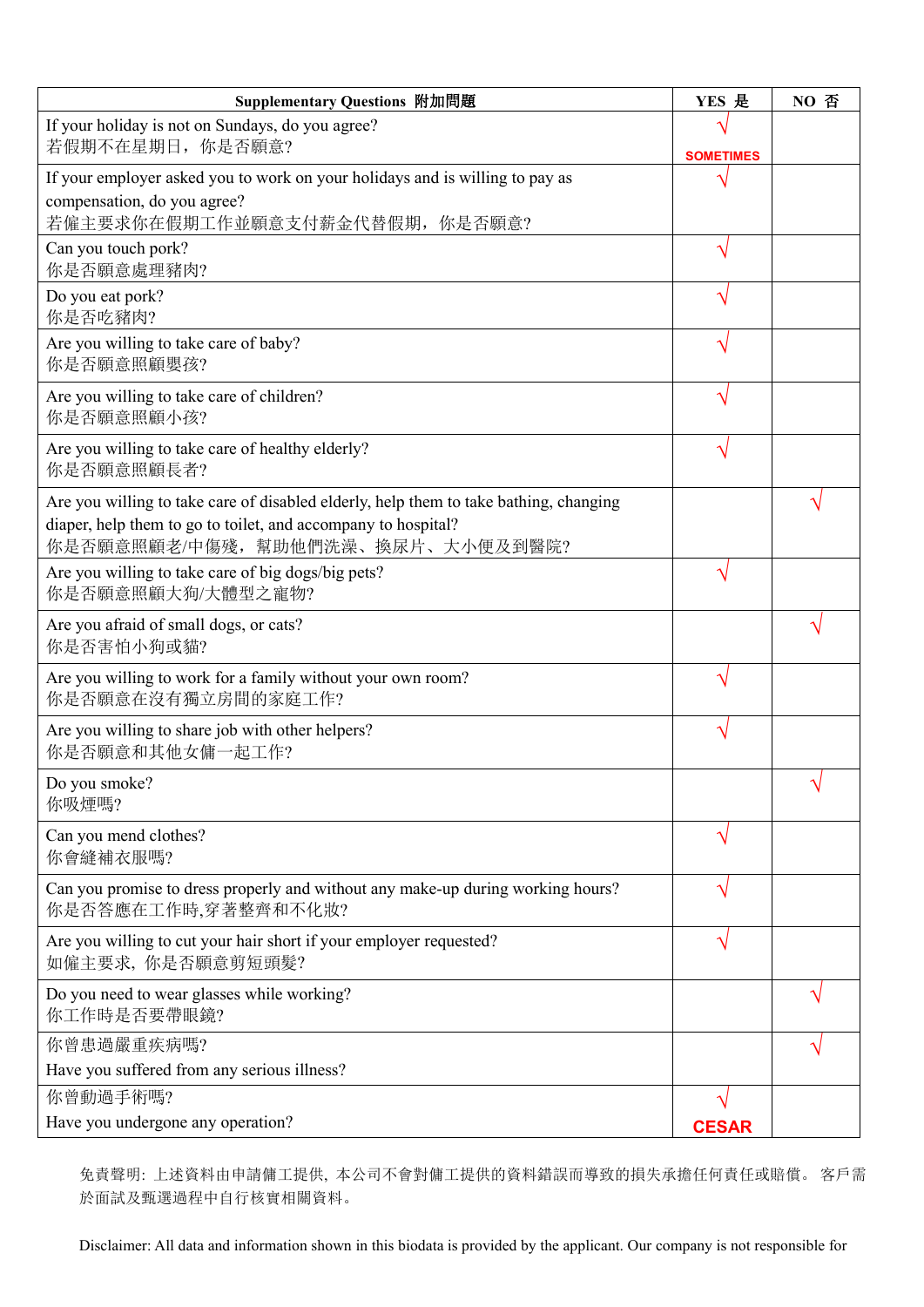| Supplementary Questions 附加問題 | YES 是 | NO 否 |
| --- | --- | --- |
| If your holiday is not on Sundays, do you agree?<br>若假期不在星期日，你是否願意? | √<br>SOMETIMES | |
| If your employer asked you to work on your holidays and is willing to pay as compensation, do you agree?<br>若僱主要求你在假期工作並願意支付薪金代替假期，你是否願意? | √ | |
| Can you touch pork?<br>你是否願意處理豬肉? | √ | |
| Do you eat pork?<br>你是否吃豬肉? | √ | |
| Are you willing to take care of baby?<br>你是否願意照顧嬰孩? | √ | |
| Are you willing to take care of children?<br>你是否願意照顧小孩? | √ | |
| Are you willing to take care of healthy elderly?<br>你是否願意照顧長者? | √ | |
| Are you willing to take care of disabled elderly, help them to take bathing, changing diaper, help them to go to toilet, and accompany to hospital?<br>你是否願意照顧老/中傷殘，幫助他們洗澡、換尿片、大小便及到醫院? | | √ |
| Are you willing to take care of big dogs/big pets?<br>你是否願意照顧大狗/大體型之寵物? | √ | |
| Are you afraid of small dogs, or cats?<br>你是否害怕小狗或貓? | | √ |
| Are you willing to work for a family without your own room?<br>你是否願意在沒有獨立房間的家庭工作? | √ | |
| Are you willing to share job with other helpers?<br>你是否願意和其他女傭一起工作? | √ | |
| Do you smoke?<br>你吸煙嗎? | | √ |
| Can you mend clothes?<br>你會縫補衣服嗎? | √ | |
| Can you promise to dress properly and without any make-up during working hours?<br>你是否答應在工作時,穿著整齊和不化妝? | √ | |
| Are you willing to cut your hair short if your employer requested?<br>如僱主要求，你是否願意剪短頭髮? | √ | |
| Do you need to wear glasses while working?<br>你工作時是否要帶眼鏡? | | √ |
| 你曾患過嚴重疾病嗎?<br>Have you suffered from any serious illness? | | √ |
| 你曾動過手術嗎?<br>Have you undergone any operation? | √<br>CESAR | |

免責聲明: 上述資料由申請傭工提供，本公司不會對傭工提供的資料錯誤而導致的損失承擔任何責任或賠償。 客戶需於面試及甄選過程中自行核實相關資料。

Disclaimer: All data and information shown in this biodata is provided by the applicant. Our company is not responsible for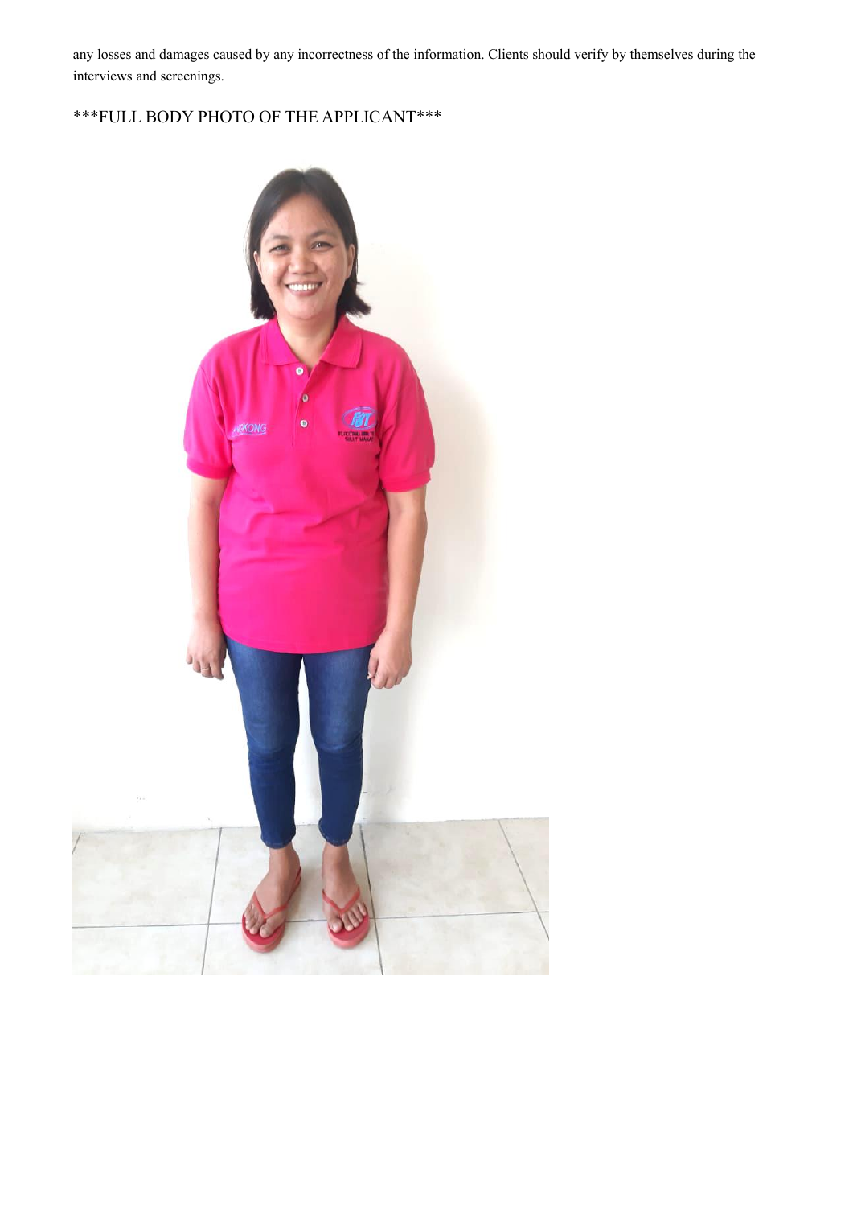any losses and damages caused by any incorrectness of the information. Clients should verify by themselves during the interviews and screenings.

\*\*\*FULL BODY PHOTO OF THE APPLICANT\*\*\*

any losses and damages caused by any incorrectness of the information. Clients should verify by themselves during the interviews and screenings.

***FULL BODY PHOTO OF THE APPLICANT***